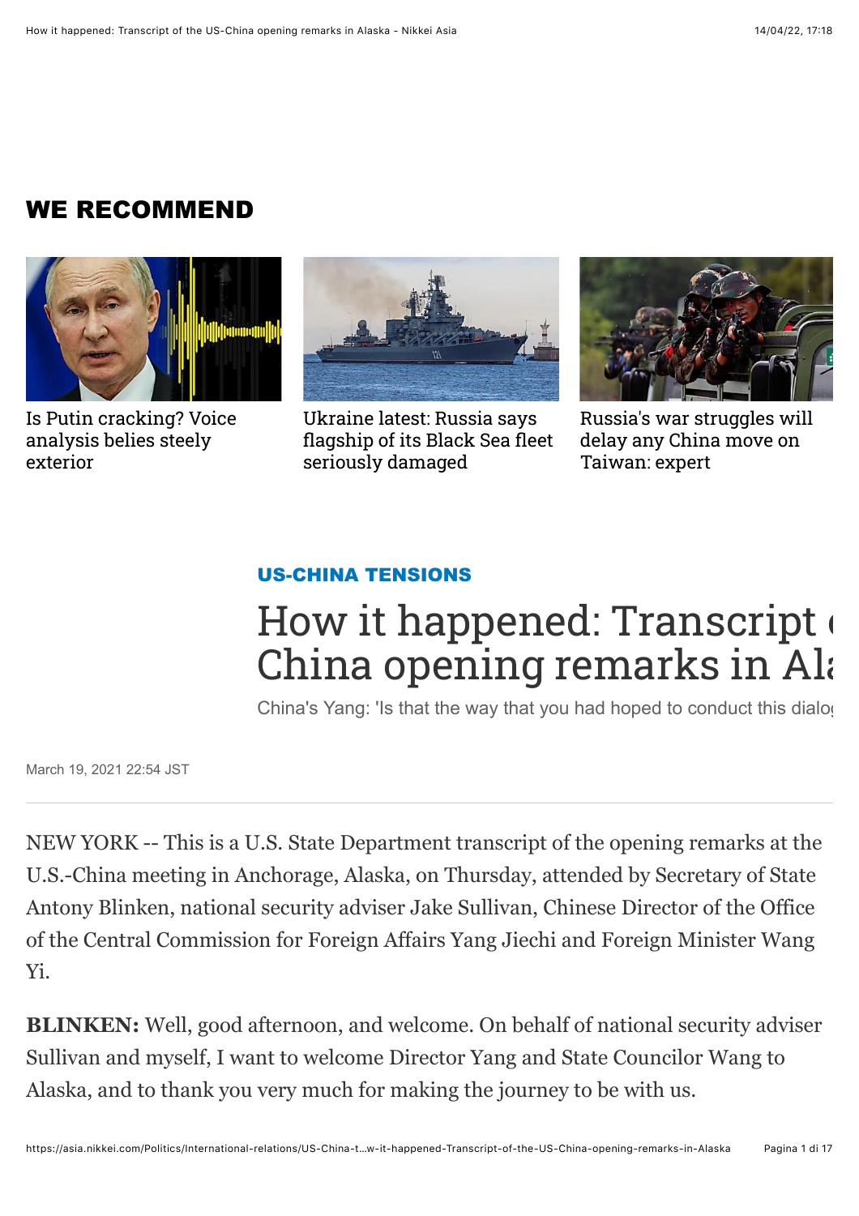## WE RECOMMEND

Is Putin cracking? Voice analysis belies steely exterior

Ukraine latest: Russia says flagship of its Black Sea fleet seriously damaged

Russia's war struggles will delay any China move on Taiwan: expert

**US-CHINA TENSIONS**

# How it happened: Transcript of the US-China opening remarks in Alaska

China's Yang: 'Is that the way that you had hoped to conduct this dialog

March 19, 2021 22:54 JST

NEW YORK -- This is a U.S. State Department transcript of the opening remarks at the U.S.-China meeting in Anchorage, Alaska, on Thursday, attended by Secretary of State Antony Blinken, national security adviser Jake Sullivan, Chinese Director of the Office of the Central Commission for Foreign Affairs Yang Jiechi and Foreign Minister Wang Yi.

**BLINKEN:** Well, good afternoon, and welcome. On behalf of national security adviser Sullivan and myself, I want to welcome Director Yang and State Councilor Wang to Alaska, and to thank you very much for making the journey to be with us.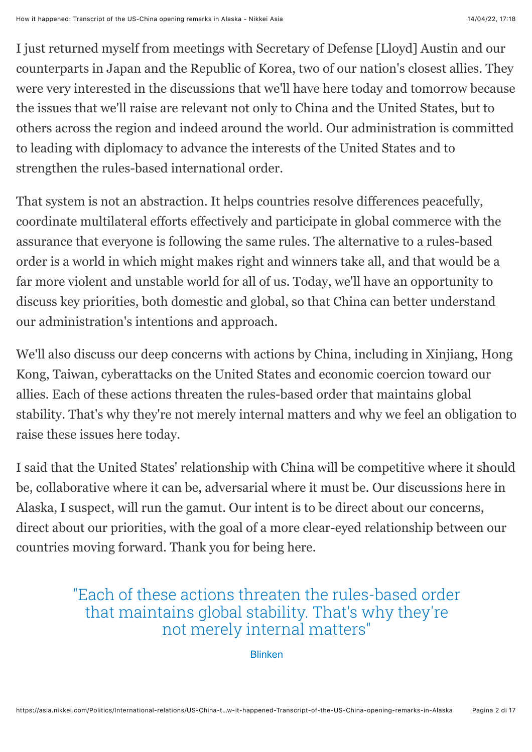I just returned myself from meetings with Secretary of Defense [Lloyd] Austin and our counterparts in Japan and the Republic of Korea, two of our nation's closest allies. They were very interested in the discussions that we'll have here today and tomorrow because the issues that we'll raise are relevant not only to China and the United States, but to others across the region and indeed around the world. Our administration is committed to leading with diplomacy to advance the interests of the United States and to strengthen the rules-based international order.

That system is not an abstraction. It helps countries resolve differences peacefully, coordinate multilateral efforts effectively and participate in global commerce with the assurance that everyone is following the same rules. The alternative to a rules-based order is a world in which might makes right and winners take all, and that would be a far more violent and unstable world for all of us. Today, we'll have an opportunity to discuss key priorities, both domestic and global, so that China can better understand our administration's intentions and approach.

We'll also discuss our deep concerns with actions by China, including in Xinjiang, Hong Kong, Taiwan, cyberattacks on the United States and economic coercion toward our allies. Each of these actions threaten the rules-based order that maintains global stability. That's why they're not merely internal matters and why we feel an obligation to raise these issues here today.

I said that the United States' relationship with China will be competitive where it should be, collaborative where it can be, adversarial where it must be. Our discussions here in Alaska, I suspect, will run the gamut. Our intent is to be direct about our concerns, direct about our priorities, with the goal of a more clear-eyed relationship between our countries moving forward. Thank you for being here.

> "Each of these actions threaten the rules-based order that maintains global stability. That's why they're not merely internal matters"
>
> Blinken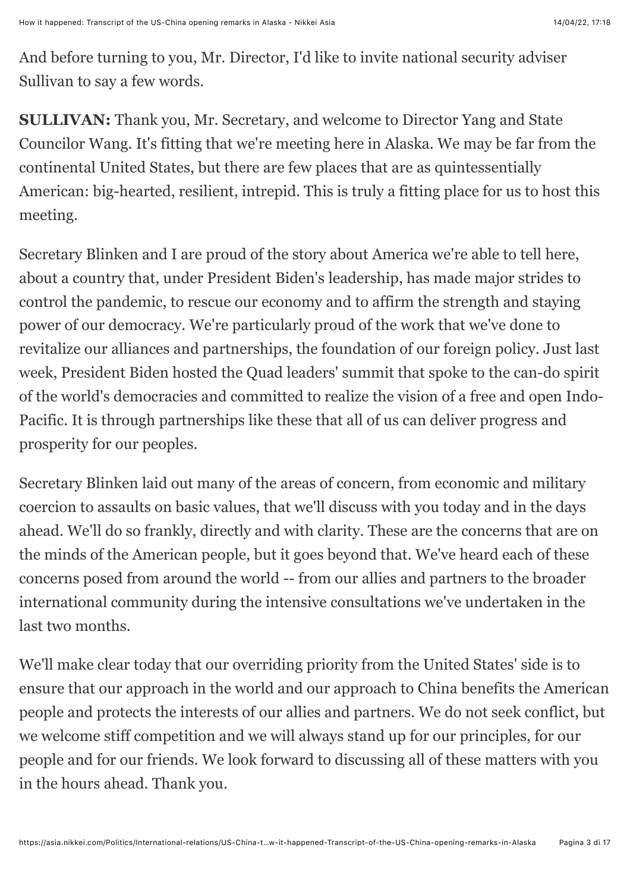And before turning to you, Mr. Director, I'd like to invite national security adviser Sullivan to say a few words.

**SULLIVAN:** Thank you, Mr. Secretary, and welcome to Director Yang and State Councilor Wang. It's fitting that we're meeting here in Alaska. We may be far from the continental United States, but there are few places that are as quintessentially American: big-hearted, resilient, intrepid. This is truly a fitting place for us to host this meeting.

Secretary Blinken and I are proud of the story about America we're able to tell here, about a country that, under President Biden's leadership, has made major strides to control the pandemic, to rescue our economy and to affirm the strength and staying power of our democracy. We're particularly proud of the work that we've done to revitalize our alliances and partnerships, the foundation of our foreign policy. Just last week, President Biden hosted the Quad leaders' summit that spoke to the can-do spirit of the world's democracies and committed to realize the vision of a free and open Indo-Pacific. It is through partnerships like these that all of us can deliver progress and prosperity for our peoples.

Secretary Blinken laid out many of the areas of concern, from economic and military coercion to assaults on basic values, that we'll discuss with you today and in the days ahead. We'll do so frankly, directly and with clarity. These are the concerns that are on the minds of the American people, but it goes beyond that. We've heard each of these concerns posed from around the world -- from our allies and partners to the broader international community during the intensive consultations we've undertaken in the last two months.

We'll make clear today that our overriding priority from the United States' side is to ensure that our approach in the world and our approach to China benefits the American people and protects the interests of our allies and partners. We do not seek conflict, but we welcome stiff competition and we will always stand up for our principles, for our people and for our friends. We look forward to discussing all of these matters with you in the hours ahead. Thank you.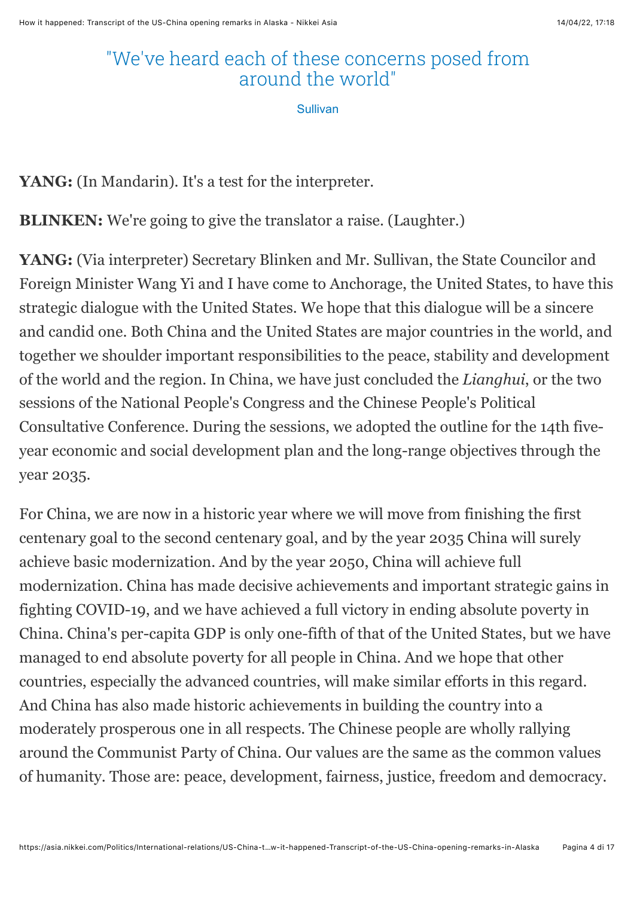> "We've heard each of these concerns posed from around the world"
>
> Sullivan

**YANG:** (In Mandarin). It's a test for the interpreter.

**BLINKEN:** We're going to give the translator a raise. (Laughter.)

**YANG:** (Via interpreter) Secretary Blinken and Mr. Sullivan, the State Councilor and Foreign Minister Wang Yi and I have come to Anchorage, the United States, to have this strategic dialogue with the United States. We hope that this dialogue will be a sincere and candid one. Both China and the United States are major countries in the world, and together we shoulder important responsibilities to the peace, stability and development of the world and the region. In China, we have just concluded the *Lianghui*, or the two sessions of the National People's Congress and the Chinese People's Political Consultative Conference. During the sessions, we adopted the outline for the 14th five-year economic and social development plan and the long-range objectives through the year 2035.

For China, we are now in a historic year where we will move from finishing the first centenary goal to the second centenary goal, and by the year 2035 China will surely achieve basic modernization. And by the year 2050, China will achieve full modernization. China has made decisive achievements and important strategic gains in fighting COVID-19, and we have achieved a full victory in ending absolute poverty in China. China's per-capita GDP is only one-fifth of that of the United States, but we have managed to end absolute poverty for all people in China. And we hope that other countries, especially the advanced countries, will make similar efforts in this regard. And China has also made historic achievements in building the country into a moderately prosperous one in all respects. The Chinese people are wholly rallying around the Communist Party of China. Our values are the same as the common values of humanity. Those are: peace, development, fairness, justice, freedom and democracy.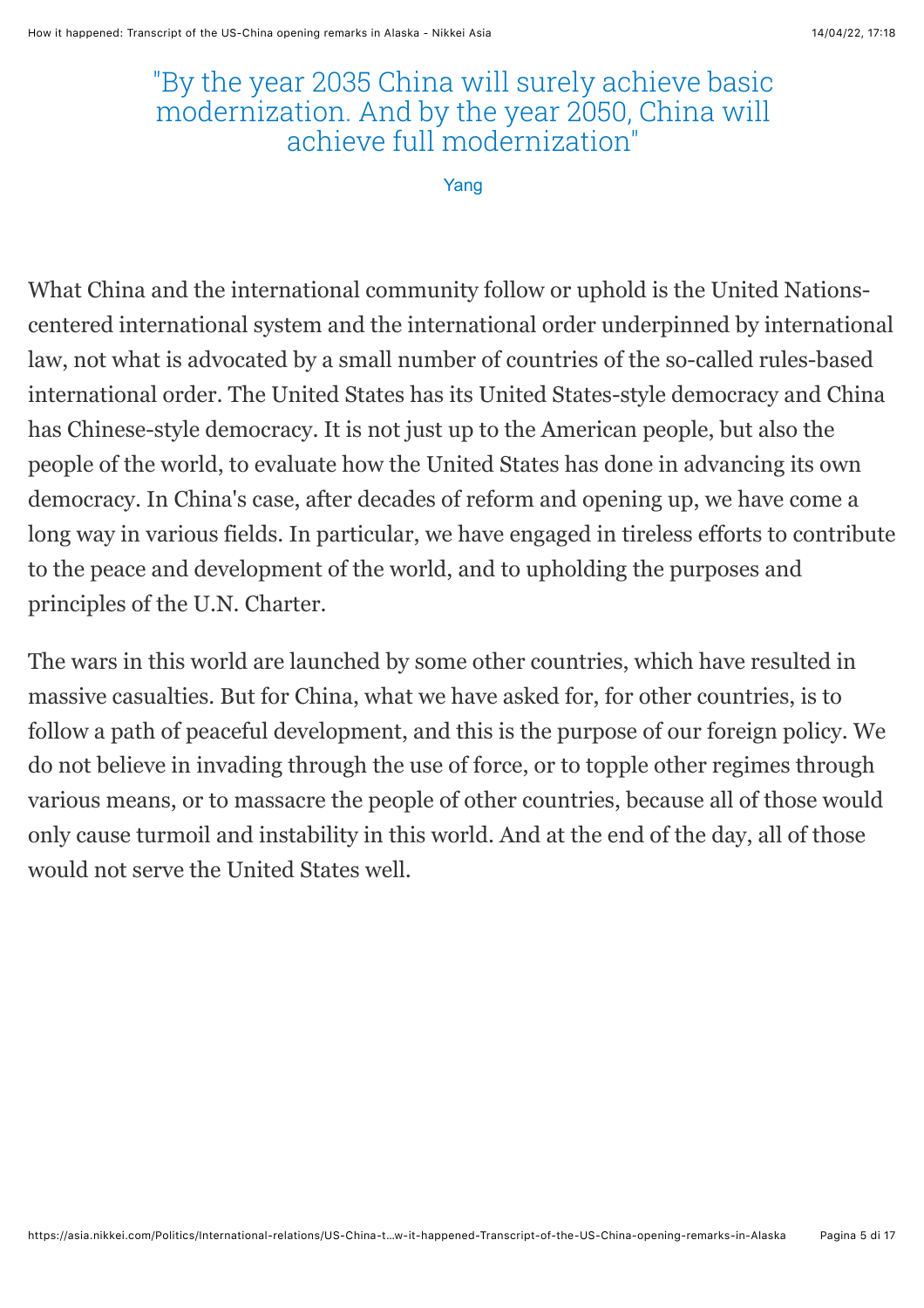> "By the year 2035 China will surely achieve basic modernization. And by the year 2050, China will achieve full modernization"
>
> Yang

What China and the international community follow or uphold is the United Nations-centered international system and the international order underpinned by international law, not what is advocated by a small number of countries of the so-called rules-based international order. The United States has its United States-style democracy and China has Chinese-style democracy. It is not just up to the American people, but also the people of the world, to evaluate how the United States has done in advancing its own democracy. In China's case, after decades of reform and opening up, we have come a long way in various fields. In particular, we have engaged in tireless efforts to contribute to the peace and development of the world, and to upholding the purposes and principles of the U.N. Charter.

The wars in this world are launched by some other countries, which have resulted in massive casualties. But for China, what we have asked for, for other countries, is to follow a path of peaceful development, and this is the purpose of our foreign policy. We do not believe in invading through the use of force, or to topple other regimes through various means, or to massacre the people of other countries, because all of those would only cause turmoil and instability in this world. And at the end of the day, all of those would not serve the United States well.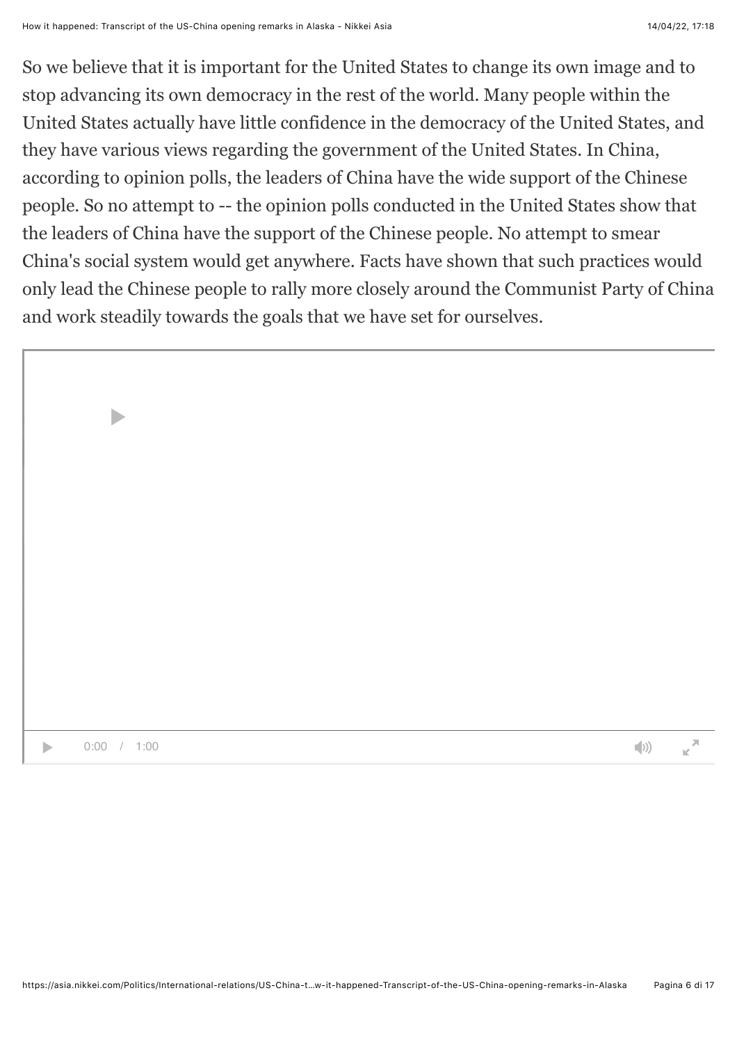So we believe that it is important for the United States to change its own image and to stop advancing its own democracy in the rest of the world. Many people within the United States actually have little confidence in the democracy of the United States, and they have various views regarding the government of the United States. In China, according to opinion polls, the leaders of China have the wide support of the Chinese people. So no attempt to -- the opinion polls conducted in the United States show that the leaders of China have the support of the Chinese people. No attempt to smear China's social system would get anywhere. Facts have shown that such practices would only lead the Chinese people to rally more closely around the Communist Party of China and work steadily towards the goals that we have set for ourselves.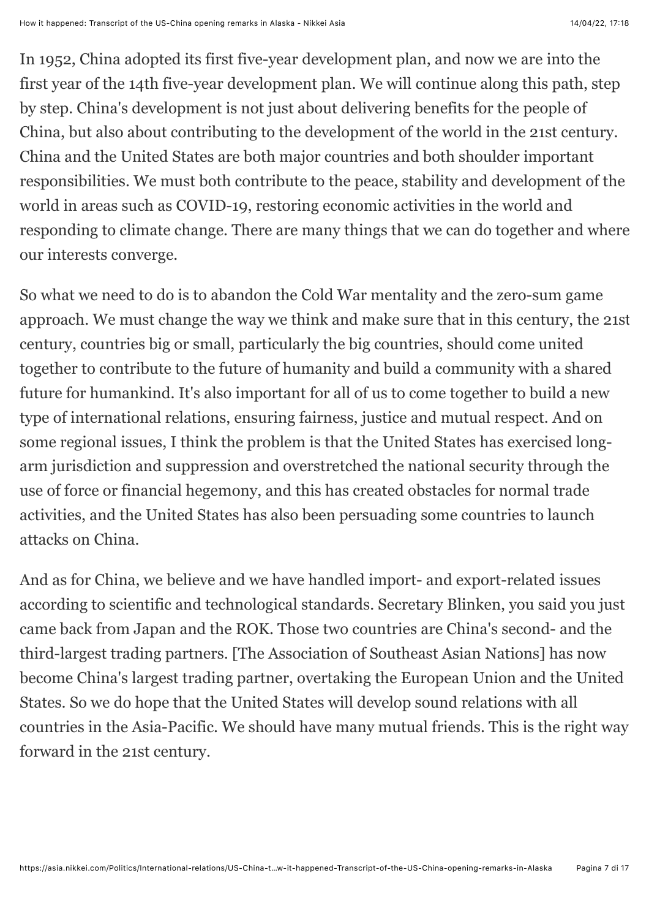In 1952, China adopted its first five-year development plan, and now we are into the first year of the 14th five-year development plan. We will continue along this path, step by step. China's development is not just about delivering benefits for the people of China, but also about contributing to the development of the world in the 21st century. China and the United States are both major countries and both shoulder important responsibilities. We must both contribute to the peace, stability and development of the world in areas such as COVID-19, restoring economic activities in the world and responding to climate change. There are many things that we can do together and where our interests converge.

So what we need to do is to abandon the Cold War mentality and the zero-sum game approach. We must change the way we think and make sure that in this century, the 21st century, countries big or small, particularly the big countries, should come united together to contribute to the future of humanity and build a community with a shared future for humankind. It's also important for all of us to come together to build a new type of international relations, ensuring fairness, justice and mutual respect. And on some regional issues, I think the problem is that the United States has exercised long-arm jurisdiction and suppression and overstretched the national security through the use of force or financial hegemony, and this has created obstacles for normal trade activities, and the United States has also been persuading some countries to launch attacks on China.

And as for China, we believe and we have handled import- and export-related issues according to scientific and technological standards. Secretary Blinken, you said you just came back from Japan and the ROK. Those two countries are China's second- and the third-largest trading partners. [The Association of Southeast Asian Nations] has now become China's largest trading partner, overtaking the European Union and the United States. So we do hope that the United States will develop sound relations with all countries in the Asia-Pacific. We should have many mutual friends. This is the right way forward in the 21st century.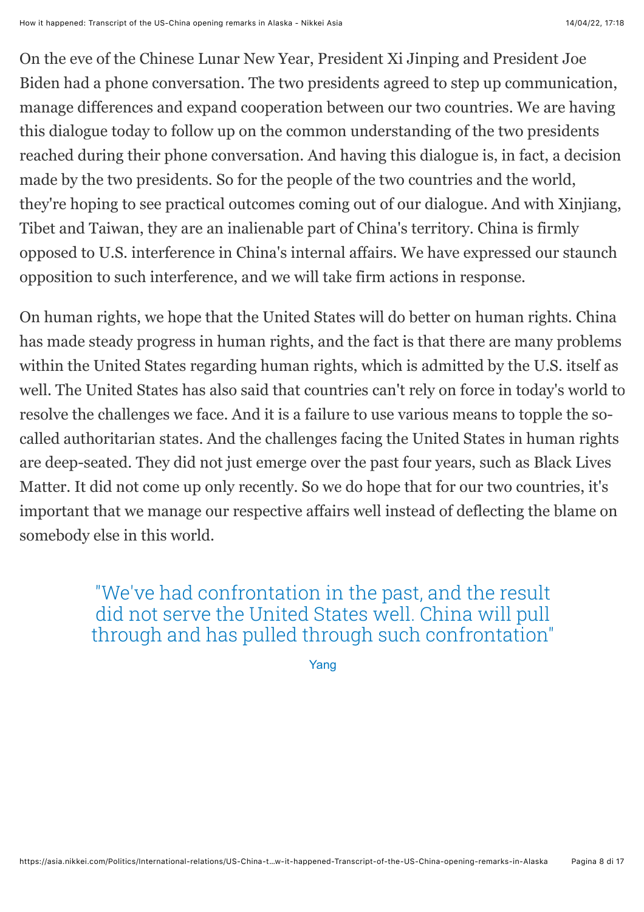On the eve of the Chinese Lunar New Year, President Xi Jinping and President Joe Biden had a phone conversation. The two presidents agreed to step up communication, manage differences and expand cooperation between our two countries. We are having this dialogue today to follow up on the common understanding of the two presidents reached during their phone conversation. And having this dialogue is, in fact, a decision made by the two presidents. So for the people of the two countries and the world, they're hoping to see practical outcomes coming out of our dialogue. And with Xinjiang, Tibet and Taiwan, they are an inalienable part of China's territory. China is firmly opposed to U.S. interference in China's internal affairs. We have expressed our staunch opposition to such interference, and we will take firm actions in response.

On human rights, we hope that the United States will do better on human rights. China has made steady progress in human rights, and the fact is that there are many problems within the United States regarding human rights, which is admitted by the U.S. itself as well. The United States has also said that countries can't rely on force in today's world to resolve the challenges we face. And it is a failure to use various means to topple the so-called authoritarian states. And the challenges facing the United States in human rights are deep-seated. They did not just emerge over the past four years, such as Black Lives Matter. It did not come up only recently. So we do hope that for our two countries, it's important that we manage our respective affairs well instead of deflecting the blame on somebody else in this world.

> "We've had confrontation in the past, and the result did not serve the United States well. China will pull through and has pulled through such confrontation"
>
> Yang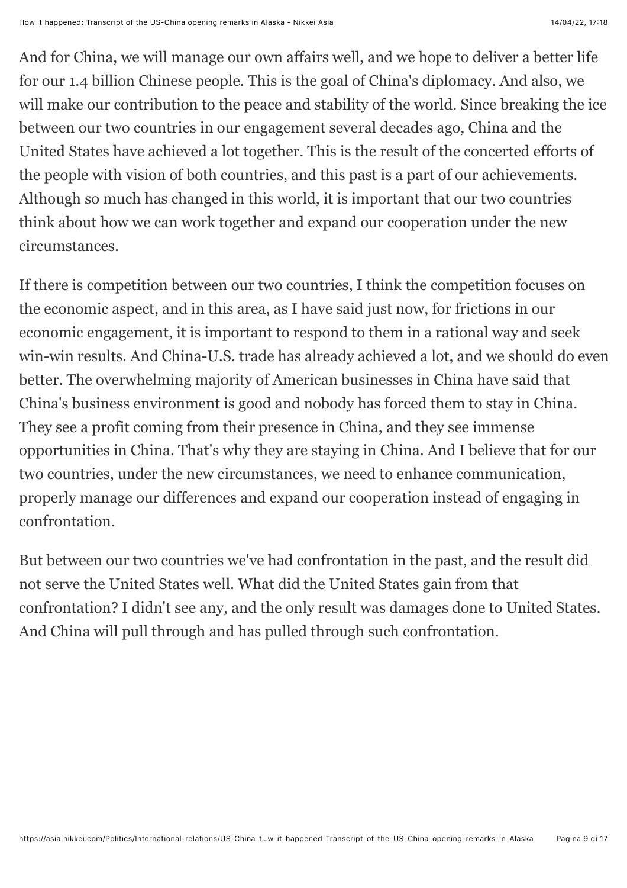And for China, we will manage our own affairs well, and we hope to deliver a better life for our 1.4 billion Chinese people. This is the goal of China's diplomacy. And also, we will make our contribution to the peace and stability of the world. Since breaking the ice between our two countries in our engagement several decades ago, China and the United States have achieved a lot together. This is the result of the concerted efforts of the people with vision of both countries, and this past is a part of our achievements. Although so much has changed in this world, it is important that our two countries think about how we can work together and expand our cooperation under the new circumstances.

If there is competition between our two countries, I think the competition focuses on the economic aspect, and in this area, as I have said just now, for frictions in our economic engagement, it is important to respond to them in a rational way and seek win-win results. And China-U.S. trade has already achieved a lot, and we should do even better. The overwhelming majority of American businesses in China have said that China's business environment is good and nobody has forced them to stay in China. They see a profit coming from their presence in China, and they see immense opportunities in China. That's why they are staying in China. And I believe that for our two countries, under the new circumstances, we need to enhance communication, properly manage our differences and expand our cooperation instead of engaging in confrontation.

But between our two countries we've had confrontation in the past, and the result did not serve the United States well. What did the United States gain from that confrontation? I didn't see any, and the only result was damages done to United States. And China will pull through and has pulled through such confrontation.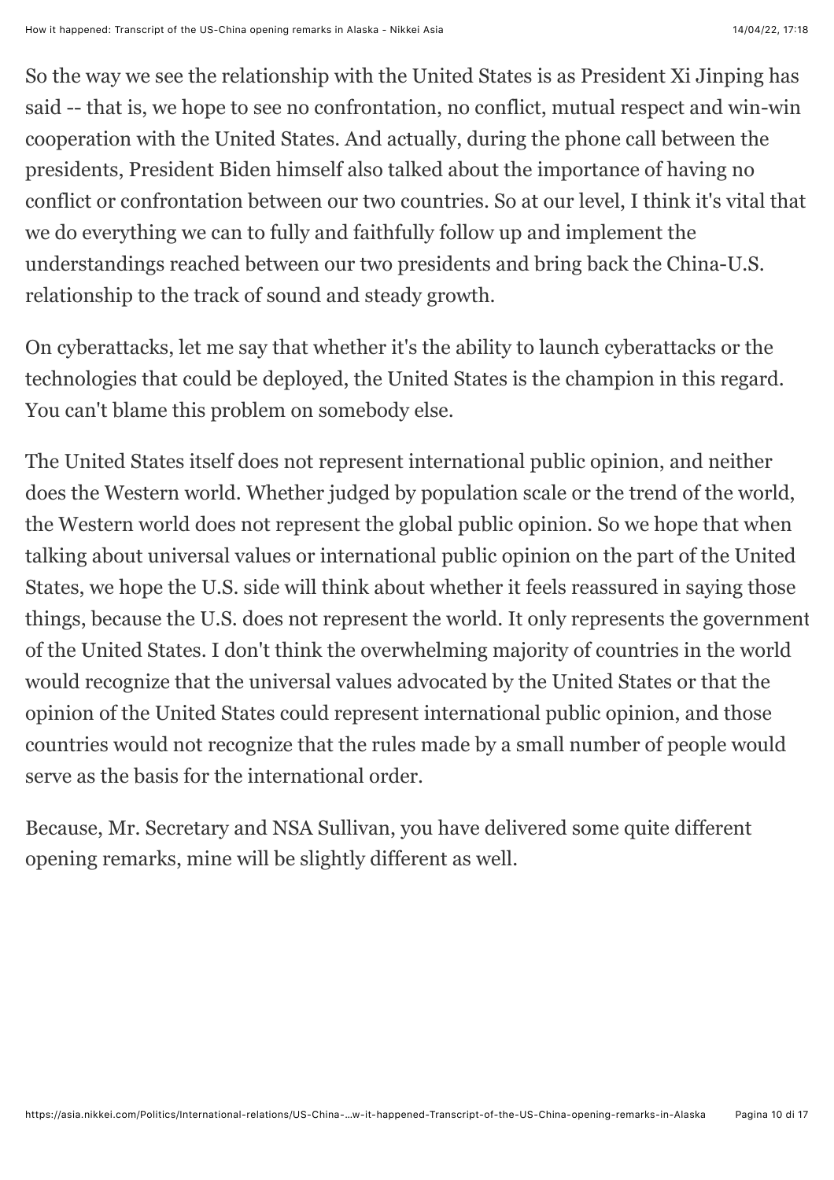So the way we see the relationship with the United States is as President Xi Jinping has said -- that is, we hope to see no confrontation, no conflict, mutual respect and win-win cooperation with the United States. And actually, during the phone call between the presidents, President Biden himself also talked about the importance of having no conflict or confrontation between our two countries. So at our level, I think it's vital that we do everything we can to fully and faithfully follow up and implement the understandings reached between our two presidents and bring back the China-U.S. relationship to the track of sound and steady growth.

On cyberattacks, let me say that whether it's the ability to launch cyberattacks or the technologies that could be deployed, the United States is the champion in this regard. You can't blame this problem on somebody else.

The United States itself does not represent international public opinion, and neither does the Western world. Whether judged by population scale or the trend of the world, the Western world does not represent the global public opinion. So we hope that when talking about universal values or international public opinion on the part of the United States, we hope the U.S. side will think about whether it feels reassured in saying those things, because the U.S. does not represent the world. It only represents the government of the United States. I don't think the overwhelming majority of countries in the world would recognize that the universal values advocated by the United States or that the opinion of the United States could represent international public opinion, and those countries would not recognize that the rules made by a small number of people would serve as the basis for the international order.

Because, Mr. Secretary and NSA Sullivan, you have delivered some quite different opening remarks, mine will be slightly different as well.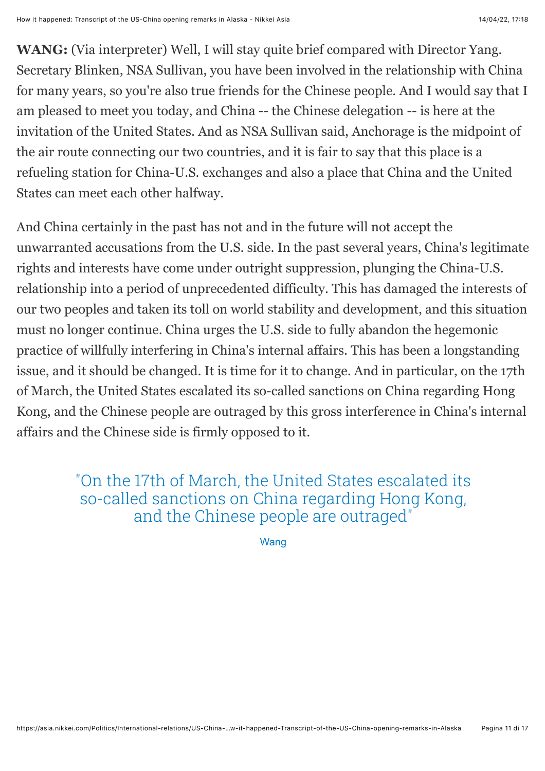**WANG:** (Via interpreter) Well, I will stay quite brief compared with Director Yang. Secretary Blinken, NSA Sullivan, you have been involved in the relationship with China for many years, so you're also true friends for the Chinese people. And I would say that I am pleased to meet you today, and China -- the Chinese delegation -- is here at the invitation of the United States. And as NSA Sullivan said, Anchorage is the midpoint of the air route connecting our two countries, and it is fair to say that this place is a refueling station for China-U.S. exchanges and also a place that China and the United States can meet each other halfway.

And China certainly in the past has not and in the future will not accept the unwarranted accusations from the U.S. side. In the past several years, China's legitimate rights and interests have come under outright suppression, plunging the China-U.S. relationship into a period of unprecedented difficulty. This has damaged the interests of our two peoples and taken its toll on world stability and development, and this situation must no longer continue. China urges the U.S. side to fully abandon the hegemonic practice of willfully interfering in China's internal affairs. This has been a longstanding issue, and it should be changed. It is time for it to change. And in particular, on the 17th of March, the United States escalated its so-called sanctions on China regarding Hong Kong, and the Chinese people are outraged by this gross interference in China's internal affairs and the Chinese side is firmly opposed to it.

> "On the 17th of March, the United States escalated its so-called sanctions on China regarding Hong Kong, and the Chinese people are outraged"
>
> Wang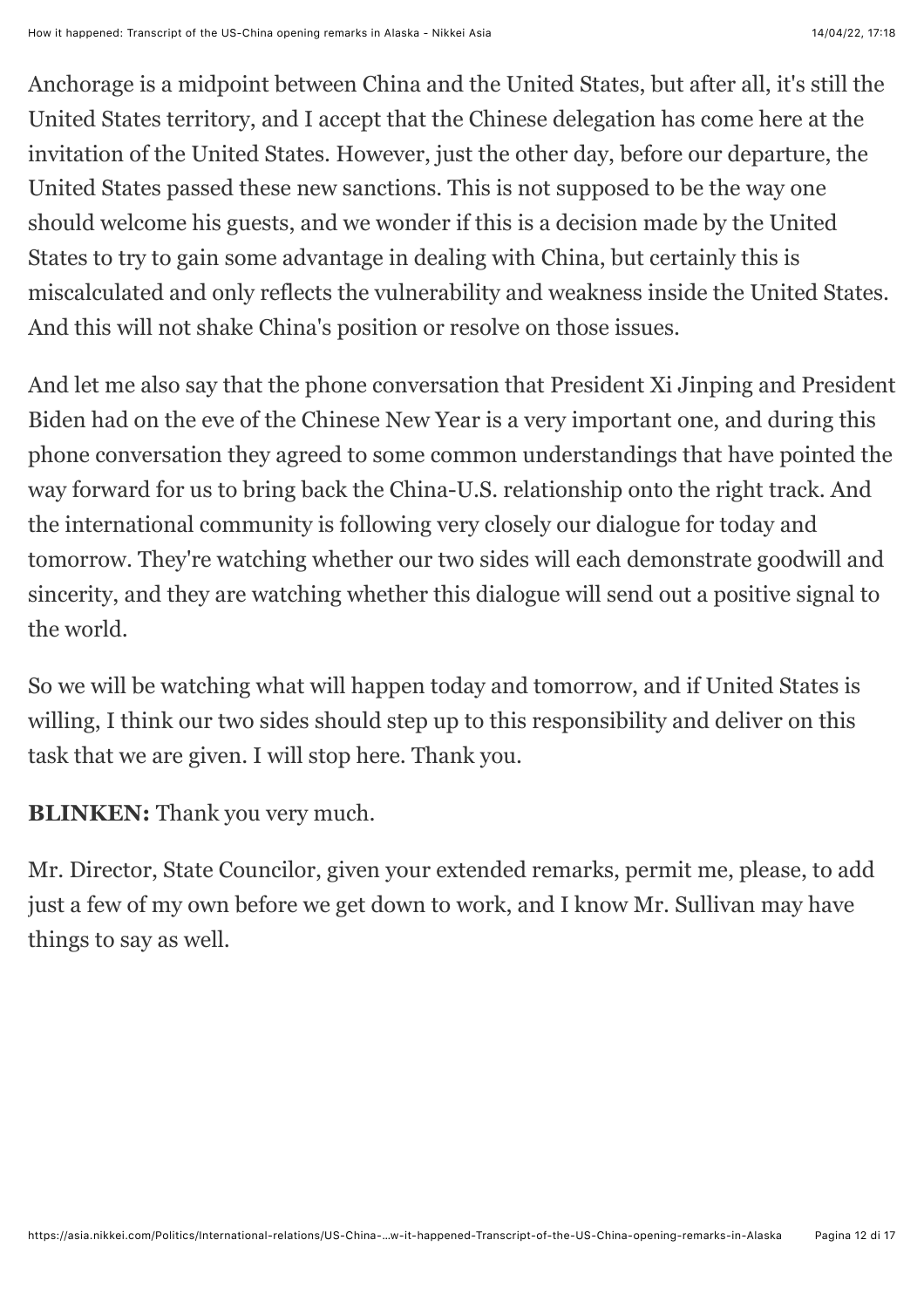Anchorage is a midpoint between China and the United States, but after all, it's still the United States territory, and I accept that the Chinese delegation has come here at the invitation of the United States. However, just the other day, before our departure, the United States passed these new sanctions. This is not supposed to be the way one should welcome his guests, and we wonder if this is a decision made by the United States to try to gain some advantage in dealing with China, but certainly this is miscalculated and only reflects the vulnerability and weakness inside the United States. And this will not shake China's position or resolve on those issues.

And let me also say that the phone conversation that President Xi Jinping and President Biden had on the eve of the Chinese New Year is a very important one, and during this phone conversation they agreed to some common understandings that have pointed the way forward for us to bring back the China-U.S. relationship onto the right track. And the international community is following very closely our dialogue for today and tomorrow. They're watching whether our two sides will each demonstrate goodwill and sincerity, and they are watching whether this dialogue will send out a positive signal to the world.

So we will be watching what will happen today and tomorrow, and if United States is willing, I think our two sides should step up to this responsibility and deliver on this task that we are given. I will stop here. Thank you.

**BLINKEN:** Thank you very much.

Mr. Director, State Councilor, given your extended remarks, permit me, please, to add just a few of my own before we get down to work, and I know Mr. Sullivan may have things to say as well.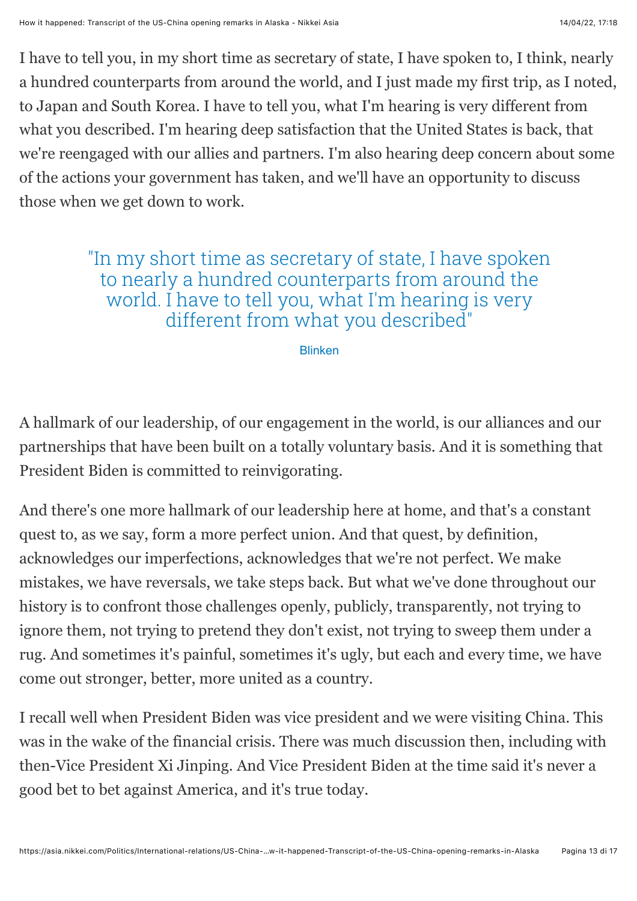I have to tell you, in my short time as secretary of state, I have spoken to, I think, nearly a hundred counterparts from around the world, and I just made my first trip, as I noted, to Japan and South Korea. I have to tell you, what I'm hearing is very different from what you described. I'm hearing deep satisfaction that the United States is back, that we're reengaged with our allies and partners. I'm also hearing deep concern about some of the actions your government has taken, and we'll have an opportunity to discuss those when we get down to work.

> "In my short time as secretary of state, I have spoken to nearly a hundred counterparts from around the world. I have to tell you, what I'm hearing is very different from what you described"
>
> Blinken

A hallmark of our leadership, of our engagement in the world, is our alliances and our partnerships that have been built on a totally voluntary basis. And it is something that President Biden is committed to reinvigorating.

And there's one more hallmark of our leadership here at home, and that's a constant quest to, as we say, form a more perfect union. And that quest, by definition, acknowledges our imperfections, acknowledges that we're not perfect. We make mistakes, we have reversals, we take steps back. But what we've done throughout our history is to confront those challenges openly, publicly, transparently, not trying to ignore them, not trying to pretend they don't exist, not trying to sweep them under a rug. And sometimes it's painful, sometimes it's ugly, but each and every time, we have come out stronger, better, more united as a country.

I recall well when President Biden was vice president and we were visiting China. This was in the wake of the financial crisis. There was much discussion then, including with then-Vice President Xi Jinping. And Vice President Biden at the time said it's never a good bet to bet against America, and it's true today.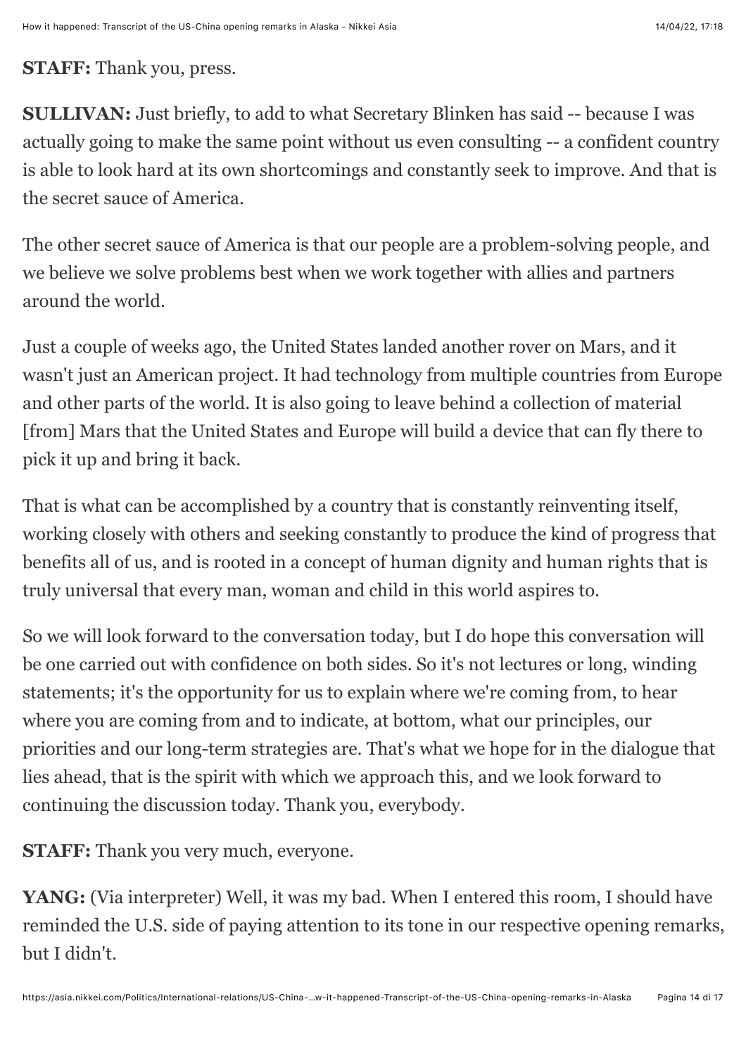**STAFF:** Thank you, press.

**SULLIVAN:** Just briefly, to add to what Secretary Blinken has said -- because I was actually going to make the same point without us even consulting -- a confident country is able to look hard at its own shortcomings and constantly seek to improve. And that is the secret sauce of America.

The other secret sauce of America is that our people are a problem-solving people, and we believe we solve problems best when we work together with allies and partners around the world.

Just a couple of weeks ago, the United States landed another rover on Mars, and it wasn't just an American project. It had technology from multiple countries from Europe and other parts of the world. It is also going to leave behind a collection of material [from] Mars that the United States and Europe will build a device that can fly there to pick it up and bring it back.

That is what can be accomplished by a country that is constantly reinventing itself, working closely with others and seeking constantly to produce the kind of progress that benefits all of us, and is rooted in a concept of human dignity and human rights that is truly universal that every man, woman and child in this world aspires to.

So we will look forward to the conversation today, but I do hope this conversation will be one carried out with confidence on both sides. So it's not lectures or long, winding statements; it's the opportunity for us to explain where we're coming from, to hear where you are coming from and to indicate, at bottom, what our principles, our priorities and our long-term strategies are. That's what we hope for in the dialogue that lies ahead, that is the spirit with which we approach this, and we look forward to continuing the discussion today. Thank you, everybody.

**STAFF:** Thank you very much, everyone.

**YANG:** (Via interpreter) Well, it was my bad. When I entered this room, I should have reminded the U.S. side of paying attention to its tone in our respective opening remarks, but I didn't.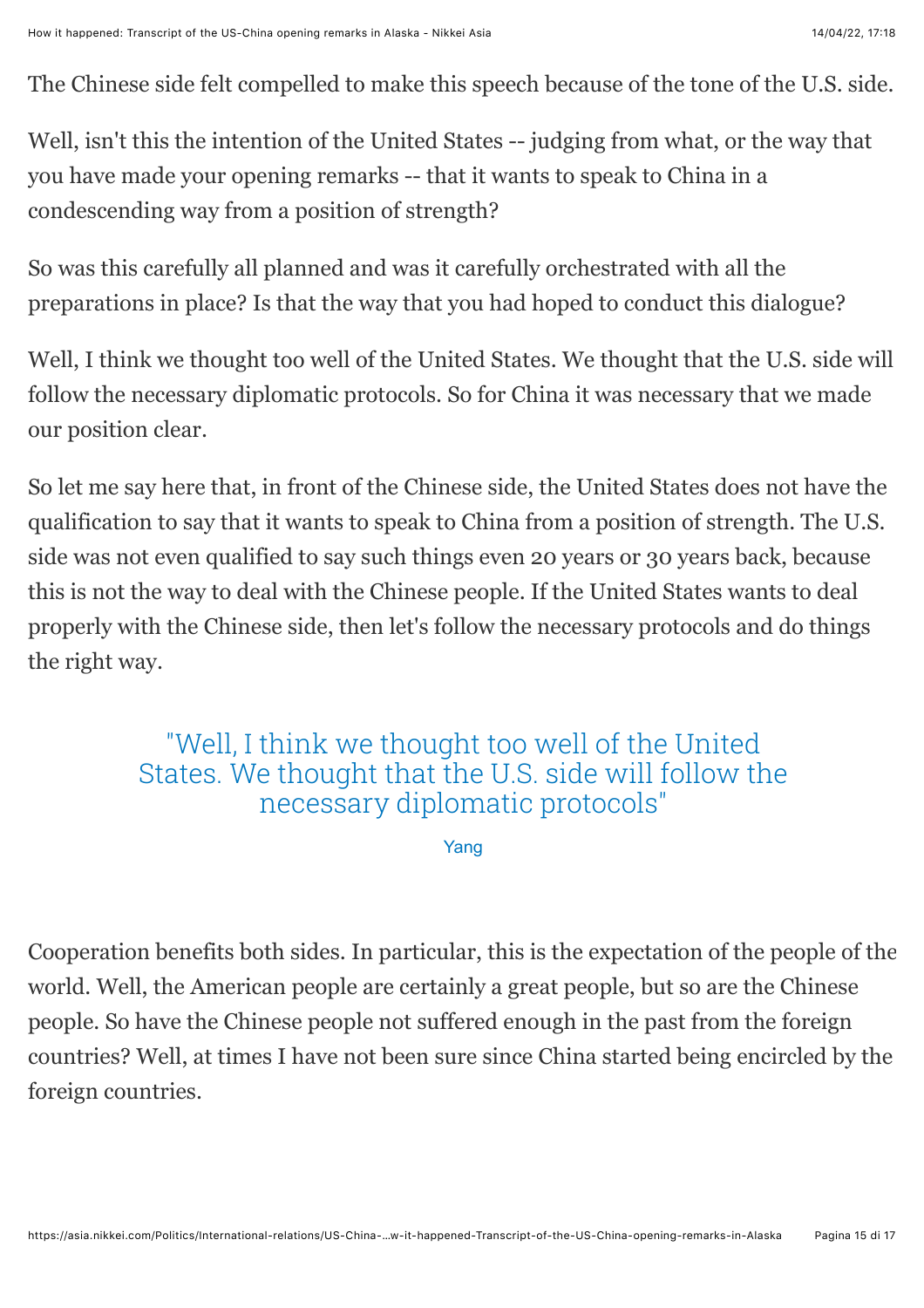The Chinese side felt compelled to make this speech because of the tone of the U.S. side.

Well, isn't this the intention of the United States -- judging from what, or the way that you have made your opening remarks -- that it wants to speak to China in a condescending way from a position of strength?

So was this carefully all planned and was it carefully orchestrated with all the preparations in place? Is that the way that you had hoped to conduct this dialogue?

Well, I think we thought too well of the United States. We thought that the U.S. side will follow the necessary diplomatic protocols. So for China it was necessary that we made our position clear.

So let me say here that, in front of the Chinese side, the United States does not have the qualification to say that it wants to speak to China from a position of strength. The U.S. side was not even qualified to say such things even 20 years or 30 years back, because this is not the way to deal with the Chinese people. If the United States wants to deal properly with the Chinese side, then let's follow the necessary protocols and do things the right way.

> "Well, I think we thought too well of the United States. We thought that the U.S. side will follow the necessary diplomatic protocols"
>
> Yang

Cooperation benefits both sides. In particular, this is the expectation of the people of the world. Well, the American people are certainly a great people, but so are the Chinese people. So have the Chinese people not suffered enough in the past from the foreign countries? Well, at times I have not been sure since China started being encircled by the foreign countries.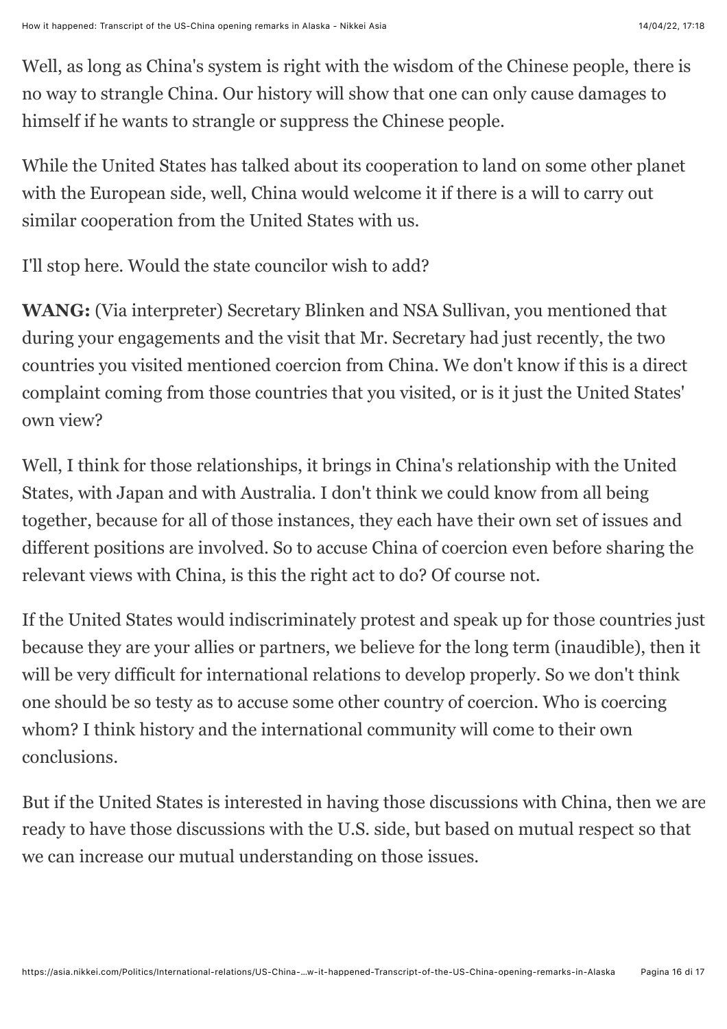Well, as long as China's system is right with the wisdom of the Chinese people, there is no way to strangle China. Our history will show that one can only cause damages to himself if he wants to strangle or suppress the Chinese people.

While the United States has talked about its cooperation to land on some other planet with the European side, well, China would welcome it if there is a will to carry out similar cooperation from the United States with us.

I'll stop here. Would the state councilor wish to add?

**WANG:** (Via interpreter) Secretary Blinken and NSA Sullivan, you mentioned that during your engagements and the visit that Mr. Secretary had just recently, the two countries you visited mentioned coercion from China. We don't know if this is a direct complaint coming from those countries that you visited, or is it just the United States' own view?

Well, I think for those relationships, it brings in China's relationship with the United States, with Japan and with Australia. I don't think we could know from all being together, because for all of those instances, they each have their own set of issues and different positions are involved. So to accuse China of coercion even before sharing the relevant views with China, is this the right act to do? Of course not.

If the United States would indiscriminately protest and speak up for those countries just because they are your allies or partners, we believe for the long term (inaudible), then it will be very difficult for international relations to develop properly. So we don't think one should be so testy as to accuse some other country of coercion. Who is coercing whom? I think history and the international community will come to their own conclusions.

But if the United States is interested in having those discussions with China, then we are ready to have those discussions with the U.S. side, but based on mutual respect so that we can increase our mutual understanding on those issues.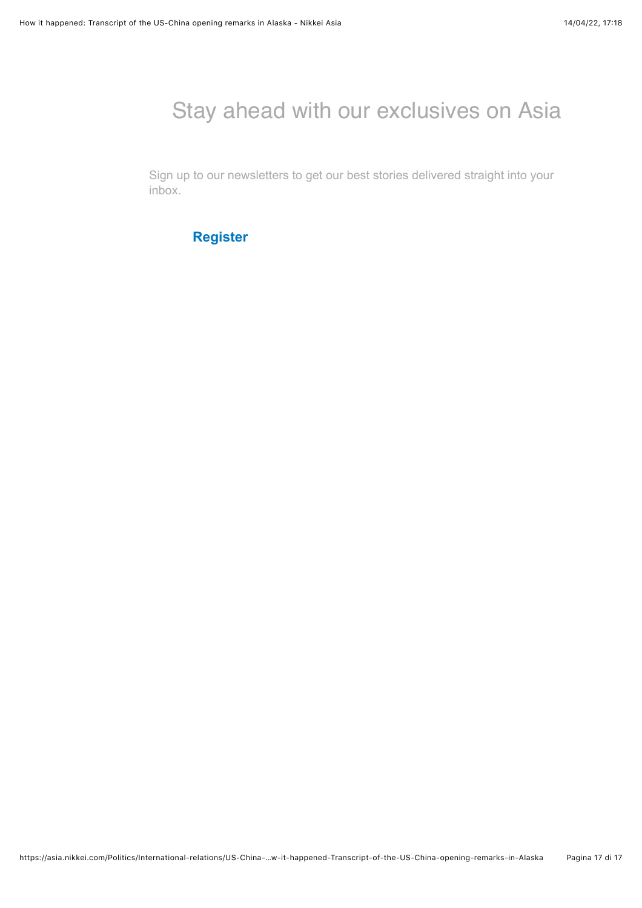# Stay ahead with our exclusives on Asia

Sign up to our newsletters to get our best stories delivered straight into your inbox.

**Register**